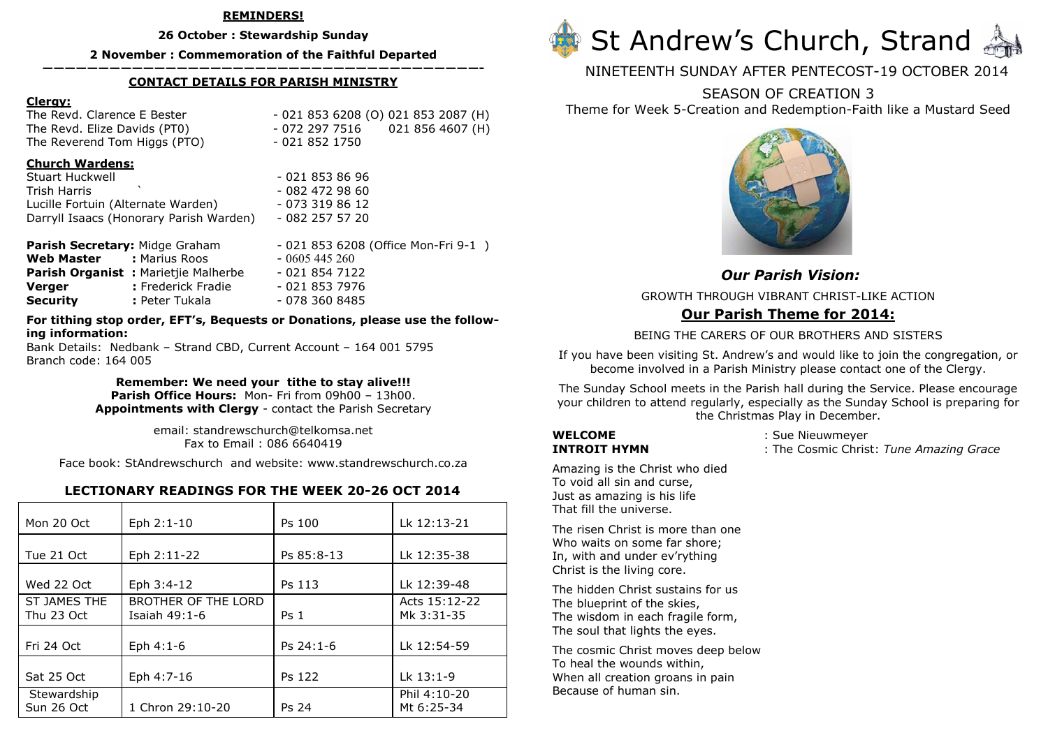**REMINDERS!**

**26 October : Stewardship Sunday**

**2 November : Commemoration of the Faithful Departed**

---

**CONTACT DETAILS FOR PARISH MINISTRY**

**Clergy:**

| | |
|---|---|
| The Revd. Clarence E Bester | - 021 853 6208 (O) 021 853 2087 (H) |
| The Revd. Elize Davids (PT0) | - 072 297 7516 021 856 4607 (H) |
| The Reverend Tom Higgs (PTO) | - 021 852 1750 |

**Church Wardens:**

| | |
|---|---|
| Stuart Huckwell | - 021 853 86 96 |
| Trish Harris | - 082 472 98 60 |
| Lucille Fortuin (Alternate Warden) | - 073 319 86 12 |
| Darryll Isaacs (Honorary Parish Warden) | - 082 257 57 20 |

| | | |
|---|---|---|
| **Parish Secretary:** | Midge Graham | - 021 853 6208 (Office Mon-Fri 9-1 ) |
| **Web Master** | : Marius Roos | - 0605 445 260 |
| **Parish Organist** | : Marietjie Malherbe | - 021 854 7122 |
| **Verger** | : Frederick Fradie | - 021 853 7976 |
| **Security** | : Peter Tukala | - 078 360 8485 |

**For tithing stop order, EFT's, Bequests or Donations, please use the following information:**

Bank Details: Nedbank – Strand CBD, Current Account – 164 001 5795
Branch code: 164 005

**Remember: We need your tithe to stay alive!!!**
**Parish Office Hours:** Mon- Fri from 09h00 – 13h00.
**Appointments with Clergy** - contact the Parish Secretary

email: standrewschurch@telkomsa.net
Fax to Email : 086 6640419

Face book: StAndrewschurch and website: www.standrewschurch.co.za

## LECTIONARY READINGS FOR THE WEEK 20-26 OCT 2014

| | | | |
|---|---|---|---|
| Mon 20 Oct | Eph 2:1-10 | Ps 100 | Lk 12:13-21 |
| Tue 21 Oct | Eph 2:11-22 | Ps 85:8-13 | Lk 12:35-38 |
| Wed 22 Oct | Eph 3:4-12 | Ps 113 | Lk 12:39-48 |
| ST JAMES THE Thu 23 Oct | BROTHER OF THE LORD Isaiah 49:1-6 | Ps 1 | Acts 15:12-22 Mk 3:31-35 |
| Fri 24 Oct | Eph 4:1-6 | Ps 24:1-6 | Lk 12:54-59 |
| Sat 25 Oct | Eph 4:7-16 | Ps 122 | Lk 13:1-9 |
| Stewardship Sun 26 Oct | 1 Chron 29:10-20 | Ps 24 | Phil 4:10-20 Mt 6:25-34 |

# St Andrew's Church, Strand

NINETEENTH SUNDAY AFTER PENTECOST-19 OCTOBER 2014

SEASON OF CREATION 3

Theme for Week 5-Creation and Redemption-Faith like a Mustard Seed

### *Our Parish Vision:*

GROWTH THROUGH VIBRANT CHRIST-LIKE ACTION

### Our Parish Theme for 2014:

BEING THE CARERS OF OUR BROTHERS AND SISTERS

If you have been visiting St. Andrew's and would like to join the congregation, or become involved in a Parish Ministry please contact one of the Clergy.

The Sunday School meets in the Parish hall during the Service. Please encourage your children to attend regularly, especially as the Sunday School is preparing for the Christmas Play in December.

**WELCOME** : Sue Nieuwmeyer
**INTROIT HYMN** : The Cosmic Christ: *Tune Amazing Grace*

Amazing is the Christ who died
To void all sin and curse,
Just as amazing is his life
That fill the universe.

The risen Christ is more than one
Who waits on some far shore;
In, with and under ev'rything
Christ is the living core.

The hidden Christ sustains for us
The blueprint of the skies,
The wisdom in each fragile form,
The soul that lights the eyes.

The cosmic Christ moves deep below
To heal the wounds within,
When all creation groans in pain
Because of human sin.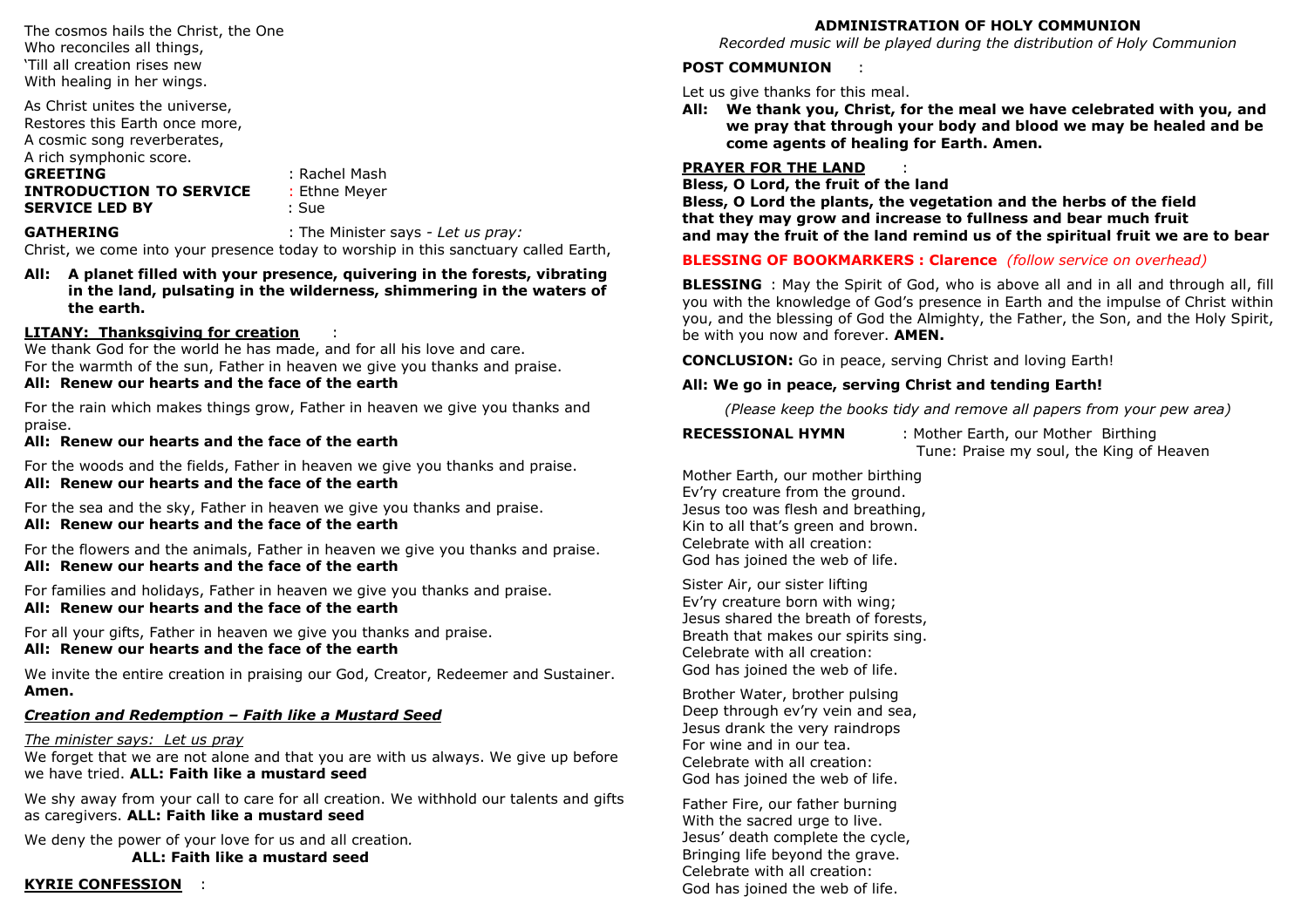The cosmos hails the Christ, the One
Who reconciles all things,
'Till all creation rises new
With healing in her wings.

As Christ unites the universe,
Restores this Earth once more,
A cosmic song reverberates,
A rich symphonic score.

**GREETING** : Rachel Mash
**INTRODUCTION TO SERVICE** : Ethne Meyer
**SERVICE LED BY** : Sue

**GATHERING** : The Minister says - *Let us pray:*
Christ, we come into your presence today to worship in this sanctuary called Earth,

**All: A planet filled with your presence, quivering in the forests, vibrating in the land, pulsating in the wilderness, shimmering in the waters of the earth.**

**LITANY: Thanksgiving for creation** :
We thank God for the world he has made, and for all his love and care.
For the warmth of the sun, Father in heaven we give you thanks and praise.
**All: Renew our hearts and the face of the earth**

For the rain which makes things grow, Father in heaven we give you thanks and praise.
**All: Renew our hearts and the face of the earth**

For the woods and the fields, Father in heaven we give you thanks and praise.
**All: Renew our hearts and the face of the earth**

For the sea and the sky, Father in heaven we give you thanks and praise.
**All: Renew our hearts and the face of the earth**

For the flowers and the animals, Father in heaven we give you thanks and praise.
**All: Renew our hearts and the face of the earth**

For families and holidays, Father in heaven we give you thanks and praise.
**All: Renew our hearts and the face of the earth**

For all your gifts, Father in heaven we give you thanks and praise.
**All: Renew our hearts and the face of the earth**

We invite the entire creation in praising our God, Creator, Redeemer and Sustainer.
**Amen.**

***Creation and Redemption – Faith like a Mustard Seed***

*The minister says: Let us pray*
We forget that we are not alone and that you are with us always. We give up before we have tried. **ALL: Faith like a mustard seed**

We shy away from your call to care for all creation. We withhold our talents and gifts as caregivers. **ALL: Faith like a mustard seed**

We deny the power of your love for us and all creation.
**ALL: Faith like a mustard seed**

**KYRIE CONFESSION** :

**ADMINISTRATION OF HOLY COMMUNION**
*Recorded music will be played during the distribution of Holy Communion*

**POST COMMUNION** :

Let us give thanks for this meal.
**All: We thank you, Christ, for the meal we have celebrated with you, and we pray that through your body and blood we may be healed and be come agents of healing for Earth. Amen.**

**PRAYER FOR THE LAND** :
**Bless, O Lord, the fruit of the land**
**Bless, O Lord the plants, the vegetation and the herbs of the field**
**that they may grow and increase to fullness and bear much fruit**
**and may the fruit of the land remind us of the spiritual fruit we are to bear**

**BLESSING OF BOOKMARKERS : Clarence** *(follow service on overhead)*

**BLESSING** : May the Spirit of God, who is above all and in all and through all, fill you with the knowledge of God's presence in Earth and the impulse of Christ within you, and the blessing of God the Almighty, the Father, the Son, and the Holy Spirit, be with you now and forever. **AMEN.**

**CONCLUSION:** Go in peace, serving Christ and loving Earth!

**All: We go in peace, serving Christ and tending Earth!**

*(Please keep the books tidy and remove all papers from your pew area)*

**RECESSIONAL HYMN** : Mother Earth, our Mother Birthing
Tune: Praise my soul, the King of Heaven

Mother Earth, our mother birthing
Ev'ry creature from the ground.
Jesus too was flesh and breathing,
Kin to all that's green and brown.
Celebrate with all creation:
God has joined the web of life.

Sister Air, our sister lifting
Ev'ry creature born with wing;
Jesus shared the breath of forests,
Breath that makes our spirits sing.
Celebrate with all creation:
God has joined the web of life.

Brother Water, brother pulsing
Deep through ev'ry vein and sea,
Jesus drank the very raindrops
For wine and in our tea.
Celebrate with all creation:
God has joined the web of life.

Father Fire, our father burning
With the sacred urge to live.
Jesus' death complete the cycle,
Bringing life beyond the grave.
Celebrate with all creation:
God has joined the web of life.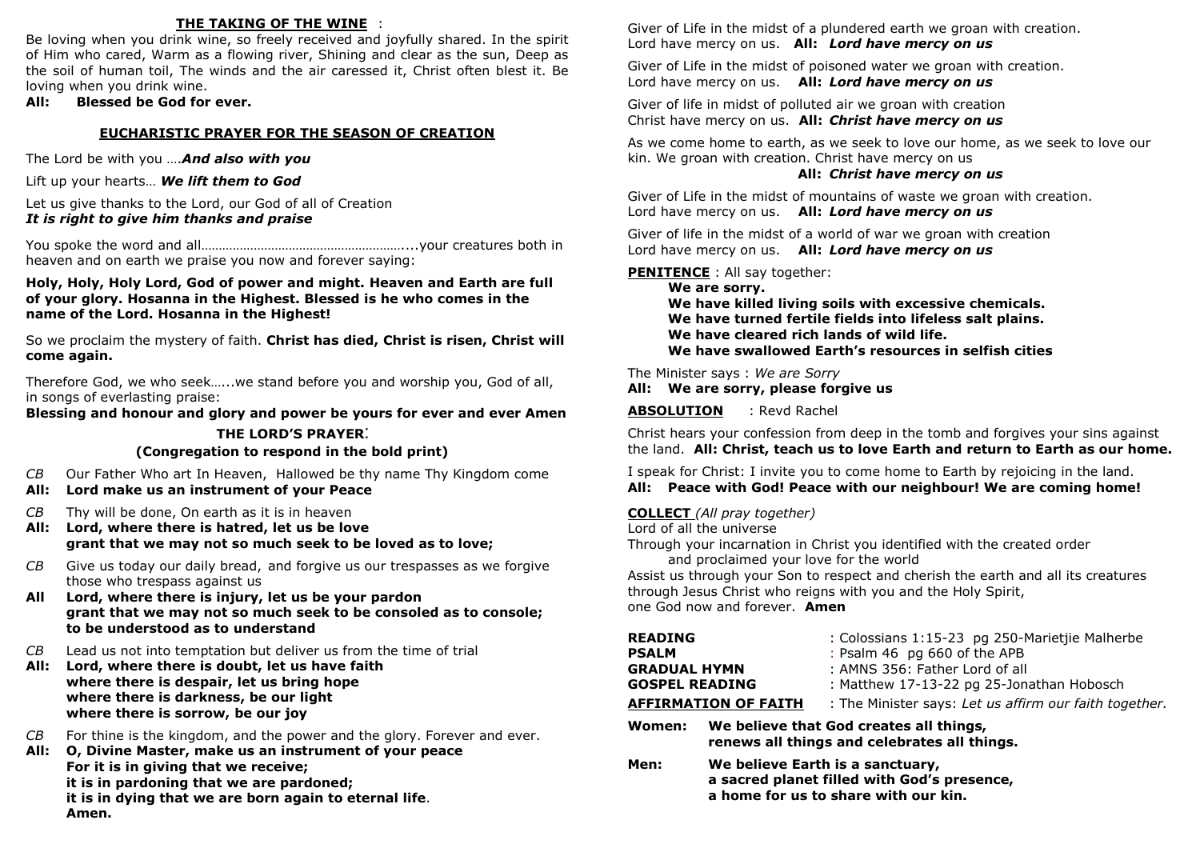## THE TAKING OF THE WINE :

Be loving when you drink wine, so freely received and joyfully shared. In the spirit of Him who cared, Warm as a flowing river, Shining and clear as the sun, Deep as the soil of human toil, The winds and the air caressed it, Christ often blest it. Be loving when you drink wine.

**All: Blessed be God for ever.**

## EUCHARISTIC PRAYER FOR THE SEASON OF CREATION

The Lord be with you ….***And also with you***

Lift up your hearts… ***We lift them to God***

Let us give thanks to the Lord, our God of all of Creation
***It is right to give him thanks and praise***

You spoke the word and all…………………………………………………....your creatures both in heaven and on earth we praise you now and forever saying:

**Holy, Holy, Holy Lord, God of power and might. Heaven and Earth are full of your glory. Hosanna in the Highest. Blessed is he who comes in the name of the Lord. Hosanna in the Highest!**

So we proclaim the mystery of faith. **Christ has died, Christ is risen, Christ will come again.**

Therefore God, we who seek…...we stand before you and worship you, God of all, in songs of everlasting praise:

**Blessing and honour and glory and power be yours for ever and ever Amen**

### THE LORD'S PRAYER:
**(Congregation to respond in the bold print)**

*CB* Our Father Who art In Heaven, Hallowed be thy name Thy Kingdom come
**All: Lord make us an instrument of your Peace**

*CB* Thy will be done, On earth as it is in heaven
**All: Lord, where there is hatred, let us be love**
**grant that we may not so much seek to be loved as to love;**

*CB* Give us today our daily bread, and forgive us our trespasses as we forgive those who trespass against us
**All Lord, where there is injury, let us be your pardon**
**grant that we may not so much seek to be consoled as to console;**
**to be understood as to understand**

*CB* Lead us not into temptation but deliver us from the time of trial
**All: Lord, where there is doubt, let us have faith**
**where there is despair, let us bring hope**
**where there is darkness, be our light**
**where there is sorrow, be our joy**

*CB* For thine is the kingdom, and the power and the glory. Forever and ever.
**All: O, Divine Master, make us an instrument of your peace**
**For it is in giving that we receive;**
**it is in pardoning that we are pardoned;**
**it is in dying that we are born again to eternal life.**
**Amen.**

Giver of Life in the midst of a plundered earth we groan with creation.
Lord have mercy on us. **All: *Lord have mercy on us***

Giver of Life in the midst of poisoned water we groan with creation.
Lord have mercy on us. **All: *Lord have mercy on us***

Giver of life in midst of polluted air we groan with creation
Christ have mercy on us. **All: *Christ have mercy on us***

As we come home to earth, as we seek to love our home, as we seek to love our kin. We groan with creation. Christ have mercy on us
**All: *Christ have mercy on us***

Giver of Life in the midst of mountains of waste we groan with creation.
Lord have mercy on us. **All: *Lord have mercy on us***

Giver of life in the midst of a world of war we groan with creation
Lord have mercy on us. **All: *Lord have mercy on us***

**PENITENCE** : All say together:

**We are sorry.**
**We have killed living soils with excessive chemicals.**
**We have turned fertile fields into lifeless salt plains.**
**We have cleared rich lands of wild life.**
**We have swallowed Earth's resources in selfish cities**

The Minister says : *We are Sorry*
**All: We are sorry, please forgive us**

**ABSOLUTION** : Revd Rachel

Christ hears your confession from deep in the tomb and forgives your sins against the land. **All: Christ, teach us to love Earth and return to Earth as our home.**

I speak for Christ: I invite you to come home to Earth by rejoicing in the land.
**All: Peace with God! Peace with our neighbour! We are coming home!**

**COLLECT** *(All pray together)*

Lord of all the universe
Through your incarnation in Christ you identified with the created order
and proclaimed your love for the world
Assist us through your Son to respect and cherish the earth and all its creatures
through Jesus Christ who reigns with you and the Holy Spirit,
one God now and forever. **Amen**

**READING** : Colossians 1:15-23 pg 250-Marietjie Malherbe
**PSALM** : Psalm 46 pg 660 of the APB
**GRADUAL HYMN** : AMNS 356: Father Lord of all
**GOSPEL READING** : Matthew 17-13-22 pg 25-Jonathan Hobosch
**AFFIRMATION OF FAITH** : The Minister says: *Let us affirm our faith together.*

**Women: We believe that God creates all things,**
**renews all things and celebrates all things.**

**Men: We believe Earth is a sanctuary,**
**a sacred planet filled with God's presence,**
**a home for us to share with our kin.**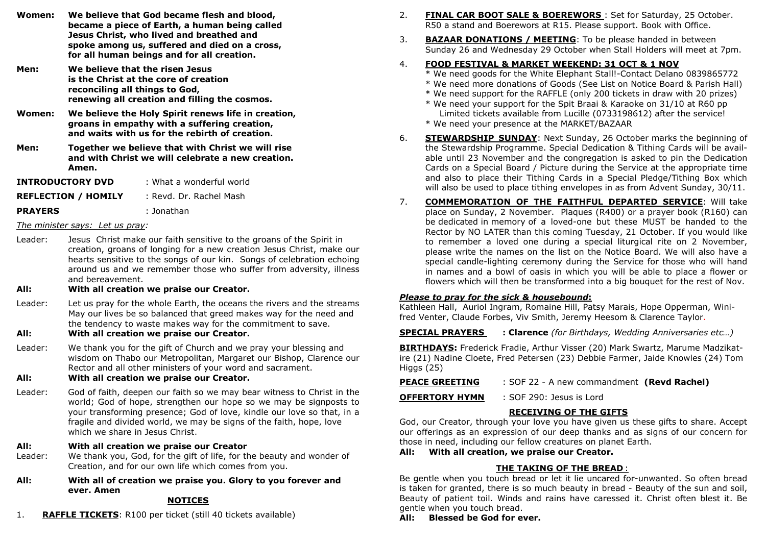**Women:** **We believe that God became flesh and blood, became a piece of Earth, a human being called Jesus Christ, who lived and breathed and spoke among us, suffered and died on a cross, for all human beings and for all creation.**

**Men:** **We believe that the risen Jesus is the Christ at the core of creation reconciling all things to God, renewing all creation and filling the cosmos.**

**Women:** **We believe the Holy Spirit renews life in creation, groans in empathy with a suffering creation, and waits with us for the rebirth of creation.**

**Men:** **Together we believe that with Christ we will rise and with Christ we will celebrate a new creation. Amen.**

**INTRODUCTORY DVD** : What a wonderful world

**REFLECTION / HOMILY** : Revd. Dr. Rachel Mash

**PRAYERS** : Jonathan

*The minister says: Let us pray:*

Leader: Jesus Christ make our faith sensitive to the groans of the Spirit in creation, groans of longing for a new creation Jesus Christ, make our hearts sensitive to the songs of our kin. Songs of celebration echoing around us and we remember those who suffer from adversity, illness and bereavement.

**All: With all creation we praise our Creator.**

Leader: Let us pray for the whole Earth, the oceans the rivers and the streams May our lives be so balanced that greed makes way for the need and the tendency to waste makes way for the commitment to save.

**All: With all creation we praise our Creator.**

Leader: We thank you for the gift of Church and we pray your blessing and wisdom on Thabo our Metropolitan, Margaret our Bishop, Clarence our Rector and all other ministers of your word and sacrament.

**All: With all creation we praise our Creator.**

Leader: God of faith, deepen our faith so we may bear witness to Christ in the world; God of hope, strengthen our hope so we may be signposts to your transforming presence; God of love, kindle our love so that, in a fragile and divided world, we may be signs of the faith, hope, love which we share in Jesus Christ.

**All: With all creation we praise our Creator**

Leader: We thank you, God, for the gift of life, for the beauty and wonder of Creation, and for our own life which comes from you.

**All: With all of creation we praise you. Glory to you forever and ever. Amen**

## NOTICES

1. **RAFFLE TICKETS**: R100 per ticket (still 40 tickets available)
2. **FINAL CAR BOOT SALE & BOEREWORS** : Set for Saturday, 25 October. R50 a stand and Boerewors at R15. Please support. Book with Office.
3. **BAZAAR DONATIONS / MEETING**: To be please handed in between Sunday 26 and Wednesday 29 October when Stall Holders will meet at 7pm.
4. **FOOD FESTIVAL & MARKET WEEKEND: 31 OCT & 1 NOV**
   * We need goods for the White Elephant Stall!-Contact Delano 0839865772
   * We need more donations of Goods (See List on Notice Board & Parish Hall)
   * We need support for the RAFFLE (only 200 tickets in draw with 20 prizes)
   * We need your support for the Spit Braai & Karaoke on 31/10 at R60 pp Limited tickets available from Lucille (0733198612) after the service!
   * We need your presence at the MARKET/BAZAAR
6. **STEWARDSHIP SUNDAY**: Next Sunday, 26 October marks the beginning of the Stewardship Programme. Special Dedication & Tithing Cards will be available until 23 November and the congregation is asked to pin the Dedication Cards on a Special Board / Picture during the Service at the appropriate time and also to place their Tithing Cards in a Special Pledge/Tithing Box which will also be used to place tithing envelopes in as from Advent Sunday, 30/11.
7. **COMMEMORATION OF THE FAITHFUL DEPARTED SERVICE**: Will take place on Sunday, 2 November. Plaques (R400) or a prayer book (R160) can be dedicated in memory of a loved-one but these MUST be handed to the Rector by NO LATER than this coming Tuesday, 21 October. If you would like to remember a loved one during a special liturgical rite on 2 November, please write the names on the list on the Notice Board. We will also have a special candle-lighting ceremony during the Service for those who will hand in names and a bowl of oasis in which you will be able to place a flower or flowers which will then be transformed into a big bouquet for the rest of Nov.

***Please to pray for the sick & housebound*:**
Kathleen Hall, Auriol Ingram, Romaine Hill, Patsy Marais, Hope Opperman, Winifred Venter, Claude Forbes, Viv Smith, Jeremy Heesom & Clarence Taylor.

**SPECIAL PRAYERS : Clarence** *(for Birthdays, Wedding Anniversaries etc…)*

**BIRTHDAYS:** Frederick Fradie, Arthur Visser (20) Mark Swartz, Marume Madzikatire (21) Nadine Cloete, Fred Petersen (23) Debbie Farmer, Jaide Knowles (24) Tom Higgs (25)

**PEACE GREETING** : SOF 22 - A new commandment **(Revd Rachel)**

**OFFERTORY HYMN** : SOF 290: Jesus is Lord

### RECEIVING OF THE GIFTS

God, our Creator, through your love you have given us these gifts to share. Accept our offerings as an expression of our deep thanks and as signs of our concern for those in need, including our fellow creatures on planet Earth.

**All: With all creation, we praise our Creator.**

### THE TAKING OF THE BREAD :

Be gentle when you touch bread or let it lie uncared for-unwanted. So often bread is taken for granted, there is so much beauty in bread - Beauty of the sun and soil, Beauty of patient toil. Winds and rains have caressed it. Christ often blest it. Be gentle when you touch bread.

**All: Blessed be God for ever.**